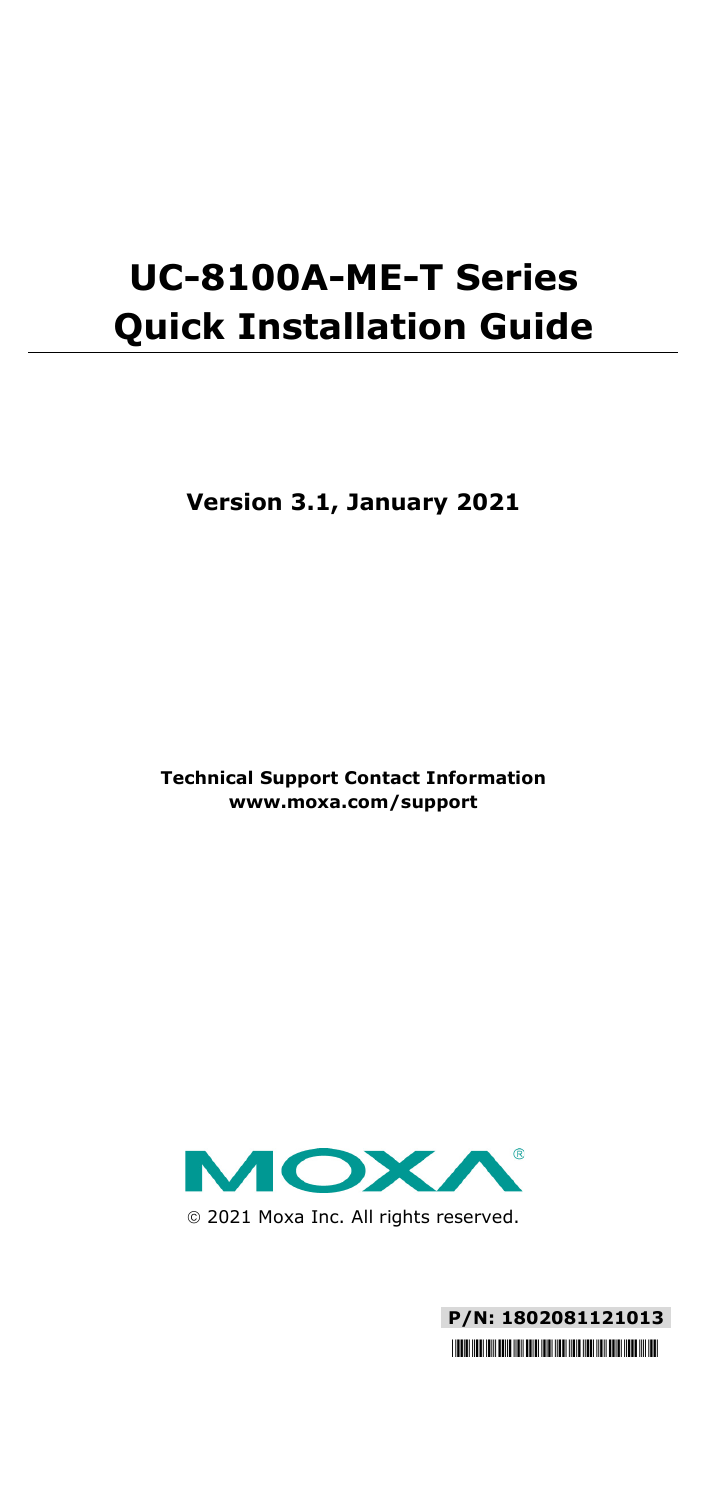# UC-8100A-ME-T Series Quick Installation Guide

**Version 3.1, January 2021**

**Technical Support Contact Information**
**www.moxa.com/support**

© 2021 Moxa Inc. All rights reserved.

**P/N: 1802081121013**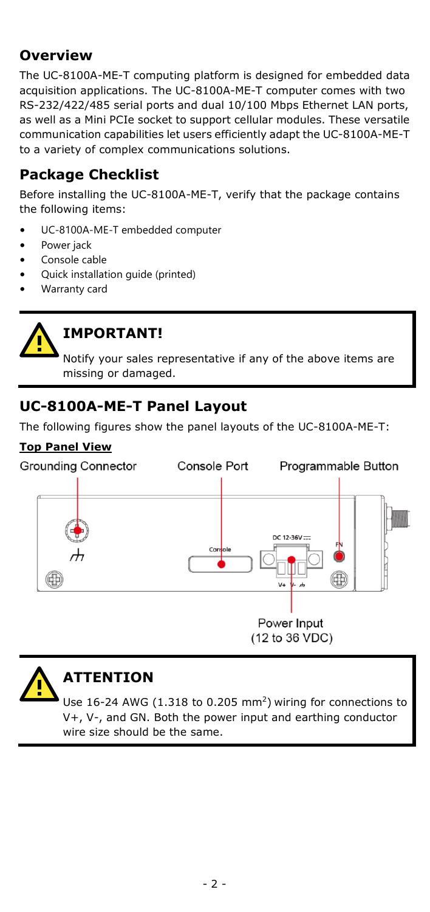## Overview

The UC-8100A-ME-T computing platform is designed for embedded data acquisition applications. The UC-8100A-ME-T computer comes with two RS-232/422/485 serial ports and dual 10/100 Mbps Ethernet LAN ports, as well as a Mini PCIe socket to support cellular modules. These versatile communication capabilities let users efficiently adapt the UC-8100A-ME-T to a variety of complex communications solutions.

## Package Checklist

Before installing the UC-8100A-ME-T, verify that the package contains the following items:

- UC-8100A-ME-T embedded computer
- Power jack
- Console cable
- Quick installation guide (printed)
- Warranty card

**IMPORTANT!**

Notify your sales representative if any of the above items are missing or damaged.

## UC-8100A-ME-T Panel Layout

The following figures show the panel layouts of the UC-8100A-ME-T:

**Top Panel View**

Grounding Connector

Console Port

Programmable Button

Power Input (12 to 36 VDC)

**ATTENTION**

Use 16-24 AWG (1.318 to 0.205 mm$^2$) wiring for connections to V+, V-, and GN. Both the power input and earthing conductor wire size should be the same.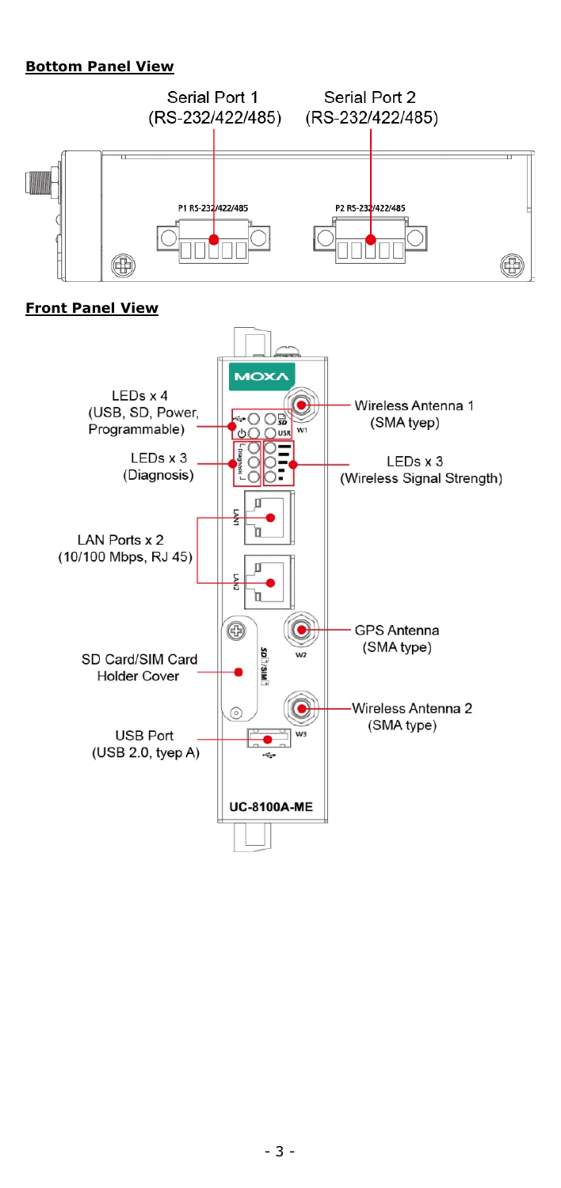**Bottom Panel View**

Serial Port 1 (RS-232/422/485)

Serial Port 2 (RS-232/422/485)

P1 RS-232/422/485

P2 RS-232/422/485

**Front Panel View**

LEDs x 4 (USB, SD, Power, Programmable)

LEDs x 3 (Diagnosis)

LAN Ports x 2 (10/100 Mbps, RJ 45)

SD Card/SIM Card Holder Cover

USB Port (USB 2.0, tyep A)

Wireless Antenna 1 (SMA tyep)

LEDs x 3 (Wireless Signal Strength)

GPS Antenna (SMA type)

Wireless Antenna 2 (SMA type)

UC-8100A-ME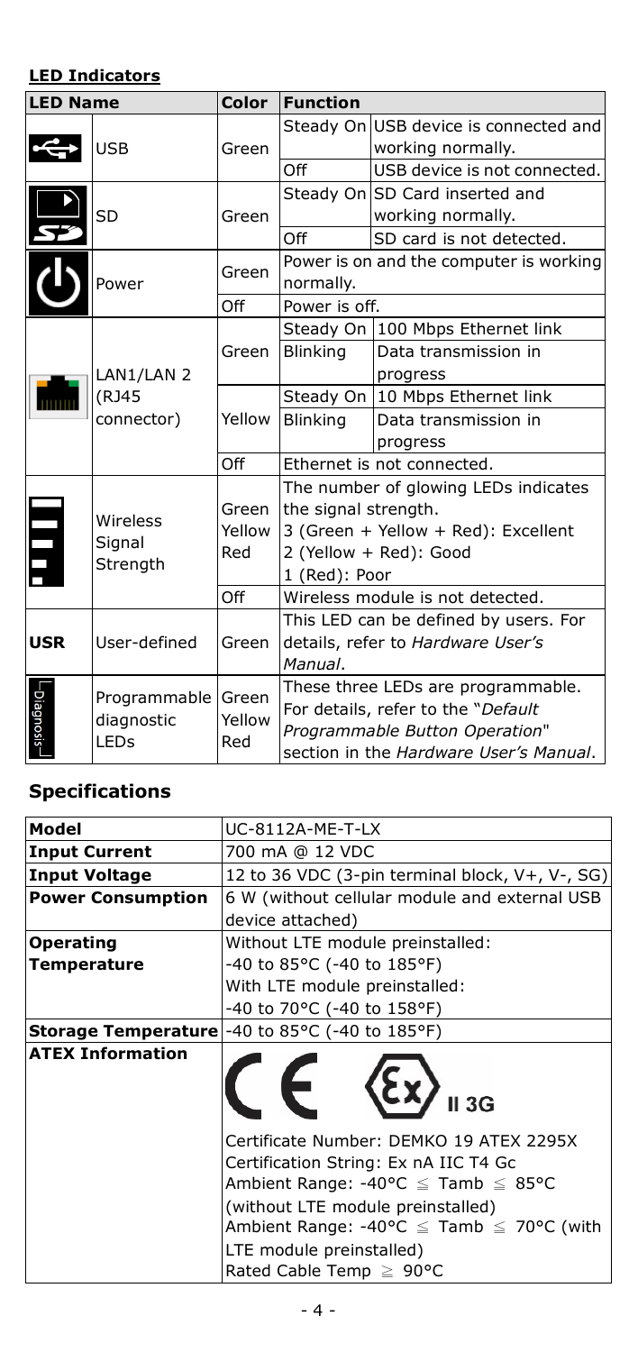### LED Indicators

| LED Name | | Color | Function | |
|---|---|---|---|---|
| | USB | Green | Steady On | USB device is connected and working normally. |
| | | | Off | USB device is not connected. |
| | SD | Green | Steady On | SD Card inserted and working normally. |
| | | | Off | SD card is not detected. |
| | Power | Green | Power is on and the computer is working normally. | |
| | | Off | Power is off. | |
| | LAN1/LAN 2 (RJ45 connector) | Green | Steady On | 100 Mbps Ethernet link |
| | | | Blinking | Data transmission in progress |
| | | Yellow | Steady On | 10 Mbps Ethernet link |
| | | | Blinking | Data transmission in progress |
| | | Off | Ethernet is not connected. | |
| | Wireless Signal Strength | Green Yellow Red | The number of glowing LEDs indicates the signal strength. 3 (Green + Yellow + Red): Excellent 2 (Yellow + Red): Good 1 (Red): Poor | |
| | | Off | Wireless module is not detected. | |
| **USR** | User-defined | Green | This LED can be defined by users. For details, refer to *Hardware User's Manual*. | |
| Diagnosis | Programmable diagnostic LEDs | Green Yellow Red | These three LEDs are programmable. For details, refer to the "*Default Programmable Button Operation*" section in the *Hardware User's Manual*. | |

## Specifications

| | |
|---|---|
| **Model** | UC-8112A-ME-T-LX |
| **Input Current** | 700 mA @ 12 VDC |
| **Input Voltage** | 12 to 36 VDC (3-pin terminal block, V+, V-, SG) |
| **Power Consumption** | 6 W (without cellular module and external USB device attached) |
| **Operating Temperature** | Without LTE module preinstalled: -40 to 85°C (-40 to 185°F) With LTE module preinstalled: -40 to 70°C (-40 to 158°F) |
| **Storage Temperature** | -40 to 85°C (-40 to 185°F) |
| **ATEX Information** | CE Ex II 3G Certificate Number: DEMKO 19 ATEX 2295X Certification String: Ex nA IIC T4 Gc Ambient Range: -40°C ≦ Tamb ≦ 85°C (without LTE module preinstalled) Ambient Range: -40°C ≦ Tamb ≦ 70°C (with LTE module preinstalled) Rated Cable Temp ≧ 90°C |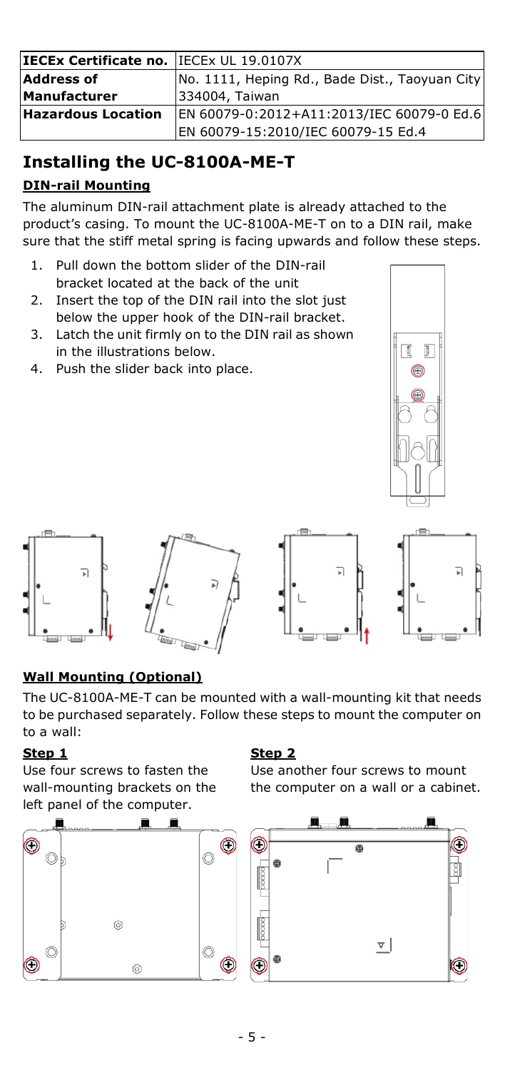| IECEx Certificate no. | IECEx UL 19.0107X |
| --- | --- |
| Address of Manufacturer | No. 1111, Heping Rd., Bade Dist., Taoyuan City 334004, Taiwan |
| Hazardous Location | EN 60079-0:2012+A11:2013/IEC 60079-0 Ed.6<br>EN 60079-15:2010/IEC 60079-15 Ed.4 |

## Installing the UC-8100A-ME-T

### DIN-rail Mounting

The aluminum DIN-rail attachment plate is already attached to the product's casing. To mount the UC-8100A-ME-T on to a DIN rail, make sure that the stiff metal spring is facing upwards and follow these steps.

1. Pull down the bottom slider of the DIN-rail bracket located at the back of the unit
2. Insert the top of the DIN rail into the slot just below the upper hook of the DIN-rail bracket.
3. Latch the unit firmly on to the DIN rail as shown in the illustrations below.
4. Push the slider back into place.

### Wall Mounting (Optional)

The UC-8100A-ME-T can be mounted with a wall-mounting kit that needs to be purchased separately. Follow these steps to mount the computer on to a wall:

**Step 1**

Use four screws to fasten the wall-mounting brackets on the left panel of the computer.

**Step 2**

Use another four screws to mount the computer on a wall or a cabinet.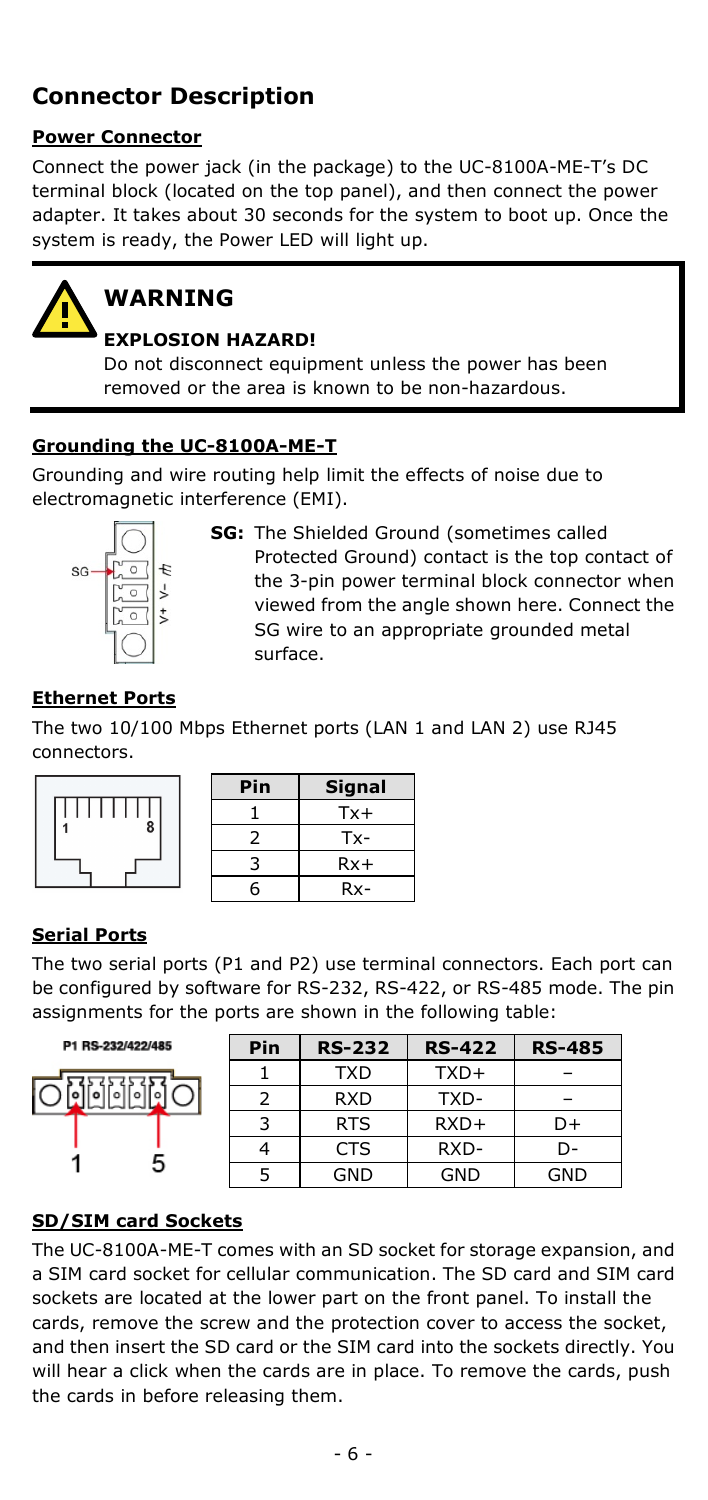## Connector Description

### Power Connector

Connect the power jack (in the package) to the UC-8100A-ME-T's DC terminal block (located on the top panel), and then connect the power adapter. It takes about 30 seconds for the system to boot up. Once the system is ready, the Power LED will light up.

> **WARNING**
>
> **EXPLOSION HAZARD!**
>
> Do not disconnect equipment unless the power has been removed or the area is known to be non-hazardous.

### Grounding the UC-8100A-ME-T

Grounding and wire routing help limit the effects of noise due to electromagnetic interference (EMI).

**SG:** The Shielded Ground (sometimes called Protected Ground) contact is the top contact of the 3-pin power terminal block connector when viewed from the angle shown here. Connect the SG wire to an appropriate grounded metal surface.

### Ethernet Ports

The two 10/100 Mbps Ethernet ports (LAN 1 and LAN 2) use RJ45 connectors.

| Pin | Signal |
|---|---|
| 1 | Tx+ |
| 2 | Tx- |
| 3 | Rx+ |
| 6 | Rx- |

### Serial Ports

The two serial ports (P1 and P2) use terminal connectors. Each port can be configured by software for RS-232, RS-422, or RS-485 mode. The pin assignments for the ports are shown in the following table:

P1 RS-232/422/485

| Pin | RS-232 | RS-422 | RS-485 |
|---|---|---|---|
| 1 | TXD | TXD+ | – |
| 2 | RXD | TXD- | – |
| 3 | RTS | RXD+ | D+ |
| 4 | CTS | RXD- | D- |
| 5 | GND | GND | GND |

### SD/SIM card Sockets

The UC-8100A-ME-T comes with an SD socket for storage expansion, and a SIM card socket for cellular communication. The SD card and SIM card sockets are located at the lower part on the front panel. To install the cards, remove the screw and the protection cover to access the socket, and then insert the SD card or the SIM card into the sockets directly. You will hear a click when the cards are in place. To remove the cards, push the cards in before releasing them.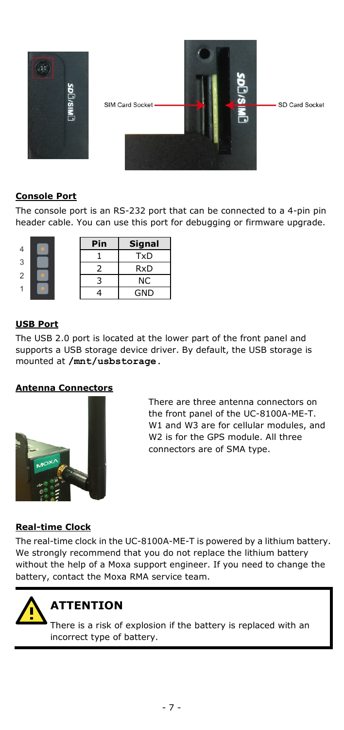SIM Card Socket

SD Card Socket

**Console Port**

The console port is an RS-232 port that can be connected to a 4-pin pin header cable. You can use this port for debugging or firmware upgrade.

| Pin | Signal |
| --- | --- |
| 1 | TxD |
| 2 | RxD |
| 3 | NC |
| 4 | GND |

**USB Port**

The USB 2.0 port is located at the lower part of the front panel and supports a USB storage device driver. By default, the USB storage is mounted at **/mnt/usbstorage**.

**Antenna Connectors**

There are three antenna connectors on the front panel of the UC-8100A-ME-T. W1 and W3 are for cellular modules, and W2 is for the GPS module. All three connectors are of SMA type.

**Real-time Clock**

The real-time clock in the UC-8100A-ME-T is powered by a lithium battery. We strongly recommend that you do not replace the lithium battery without the help of a Moxa support engineer. If you need to change the battery, contact the Moxa RMA service team.

**ATTENTION**

There is a risk of explosion if the battery is replaced with an incorrect type of battery.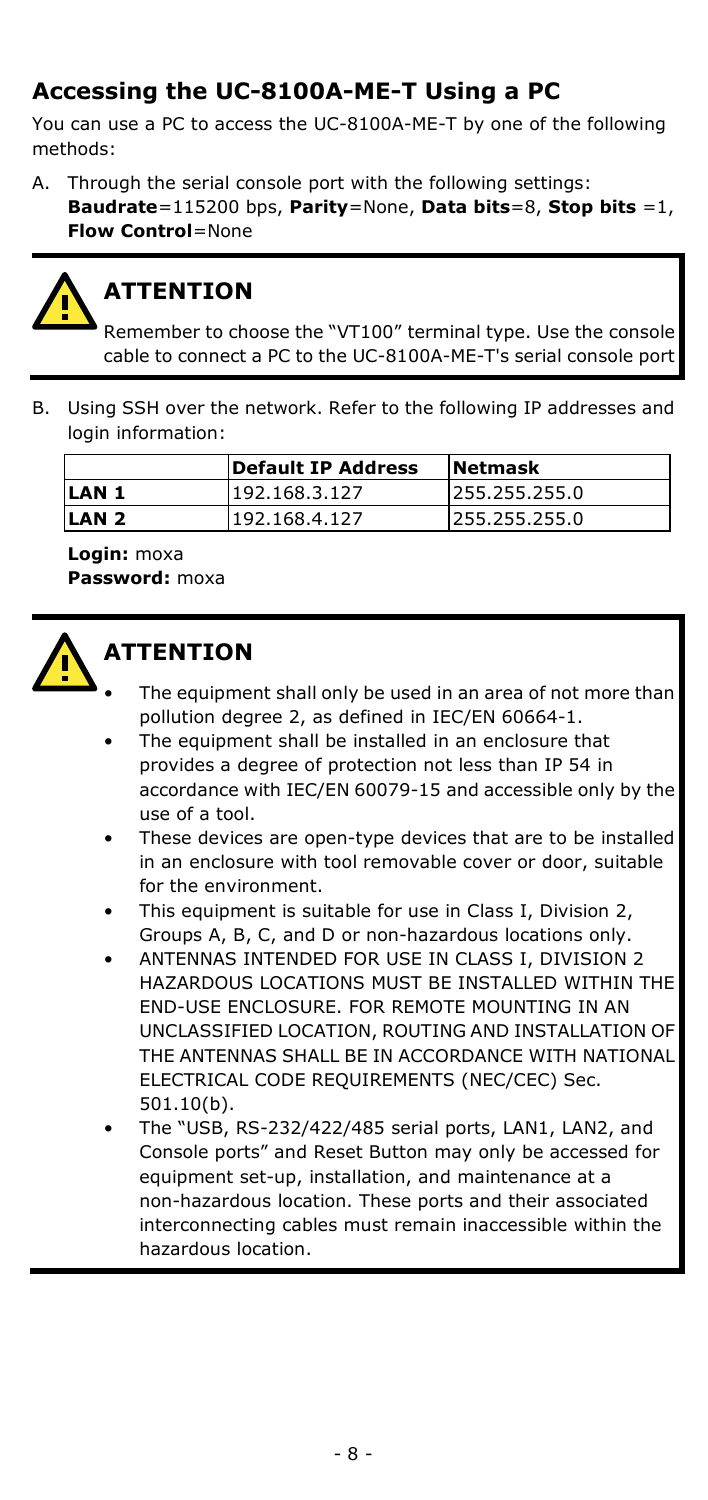## Accessing the UC-8100A-ME-T Using a PC

You can use a PC to access the UC-8100A-ME-T by one of the following methods:

A. Through the serial console port with the following settings: **Baudrate**=115200 bps, **Parity**=None, **Data bits**=8, **Stop bits** =1, **Flow Control**=None

> **ATTENTION**
>
> Remember to choose the "VT100" terminal type. Use the console cable to connect a PC to the UC-8100A-ME-T's serial console port

B. Using SSH over the network. Refer to the following IP addresses and login information:

| | Default IP Address | Netmask |
|---|---|---|
| **LAN 1** | 192.168.3.127 | 255.255.255.0 |
| **LAN 2** | 192.168.4.127 | 255.255.255.0 |

**Login:** moxa
**Password:** moxa

> **ATTENTION**
>
> - The equipment shall only be used in an area of not more than pollution degree 2, as defined in IEC/EN 60664-1.
> - The equipment shall be installed in an enclosure that provides a degree of protection not less than IP 54 in accordance with IEC/EN 60079-15 and accessible only by the use of a tool.
> - These devices are open-type devices that are to be installed in an enclosure with tool removable cover or door, suitable for the environment.
> - This equipment is suitable for use in Class I, Division 2, Groups A, B, C, and D or non-hazardous locations only.
> - ANTENNAS INTENDED FOR USE IN CLASS I, DIVISION 2 HAZARDOUS LOCATIONS MUST BE INSTALLED WITHIN THE END-USE ENCLOSURE. FOR REMOTE MOUNTING IN AN UNCLASSIFIED LOCATION, ROUTING AND INSTALLATION OF THE ANTENNAS SHALL BE IN ACCORDANCE WITH NATIONAL ELECTRICAL CODE REQUIREMENTS (NEC/CEC) Sec. 501.10(b).
> - The "USB, RS-232/422/485 serial ports, LAN1, LAN2, and Console ports" and Reset Button may only be accessed for equipment set-up, installation, and maintenance at a non-hazardous location. These ports and their associated interconnecting cables must remain inaccessible within the hazardous location.